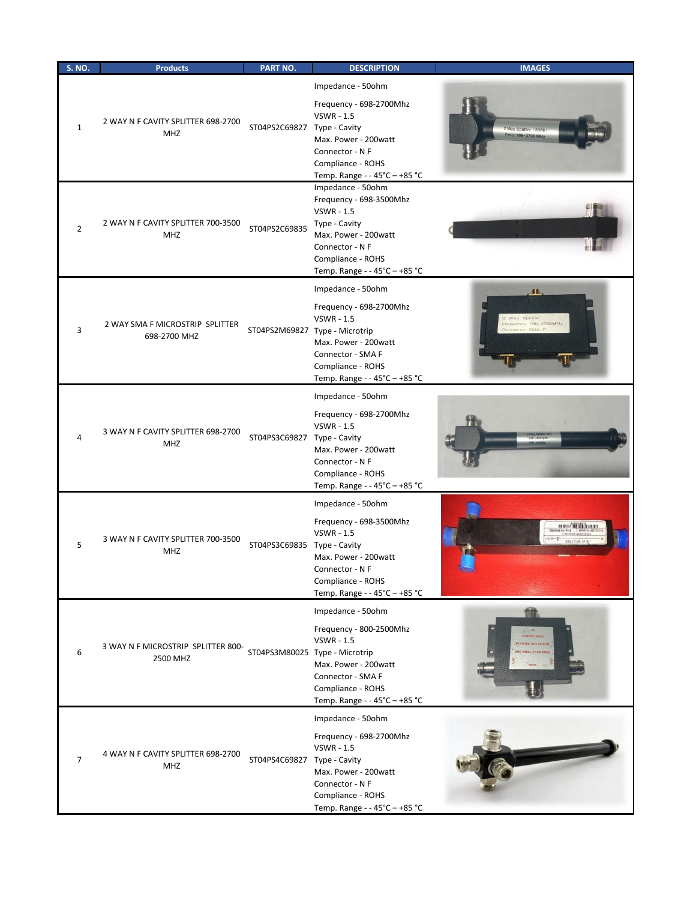| S. NO. | Products | PART NO. | DESCRIPTION | IMAGES |
|---|---|---|---|---|
| 1 | 2 WAY N F CAVITY SPLITTER 698-2700 MHZ | ST04PS2C69827 | Impedance - 50ohm<br>Frequency - 698-2700Mhz<br>VSWR - 1.5<br>Type - Cavity<br>Max. Power - 200watt<br>Connector - N F<br>Compliance - ROHS<br>Temp. Range - - 45°C – +85 °C | |
| 2 | 2 WAY N F CAVITY SPLITTER 700-3500 MHZ | ST04PS2C69835 | Impedance - 50ohm<br>Frequency - 698-3500Mhz<br>VSWR - 1.5<br>Type - Cavity<br>Max. Power - 200watt<br>Connector - N F<br>Compliance - ROHS<br>Temp. Range - - 45°C – +85 °C | |
| 3 | 2 WAY SMA F MICROSTRIP SPLITTER 698-2700 MHZ | ST04PS2M69827 | Impedance - 50ohm<br>Frequency - 698-2700Mhz<br>VSWR - 1.5<br>Type - Microtrip<br>Max. Power - 200watt<br>Connector - SMA F<br>Compliance - ROHS<br>Temp. Range - - 45°C – +85 °C | |
| 4 | 3 WAY N F CAVITY SPLITTER 698-2700 MHZ | ST04PS3C69827 | Impedance - 50ohm<br>Frequency - 698-2700Mhz<br>VSWR - 1.5<br>Type - Cavity<br>Max. Power - 200watt<br>Connector - N F<br>Compliance - ROHS<br>Temp. Range - - 45°C – +85 °C | |
| 5 | 3 WAY N F CAVITY SPLITTER 700-3500 MHZ | ST04PS3C69835 | Impedance - 50ohm<br>Frequency - 698-3500Mhz<br>VSWR - 1.5<br>Type - Cavity<br>Max. Power - 200watt<br>Connector - N F<br>Compliance - ROHS<br>Temp. Range - - 45°C – +85 °C | |
| 6 | 3 WAY N F MICROSTRIP SPLITTER 800-2500 MHZ | ST04PS3M80025 | Impedance - 50ohm<br>Frequency - 800-2500Mhz<br>VSWR - 1.5<br>Type - Microtrip<br>Max. Power - 200watt<br>Connector - SMA F<br>Compliance - ROHS<br>Temp. Range - - 45°C – +85 °C | |
| 7 | 4 WAY N F CAVITY SPLITTER 698-2700 MHZ | ST04PS4C69827 | Impedance - 50ohm<br>Frequency - 698-2700Mhz<br>VSWR - 1.5<br>Type - Cavity<br>Max. Power - 200watt<br>Connector - N F<br>Compliance - ROHS<br>Temp. Range - - 45°C – +85 °C | |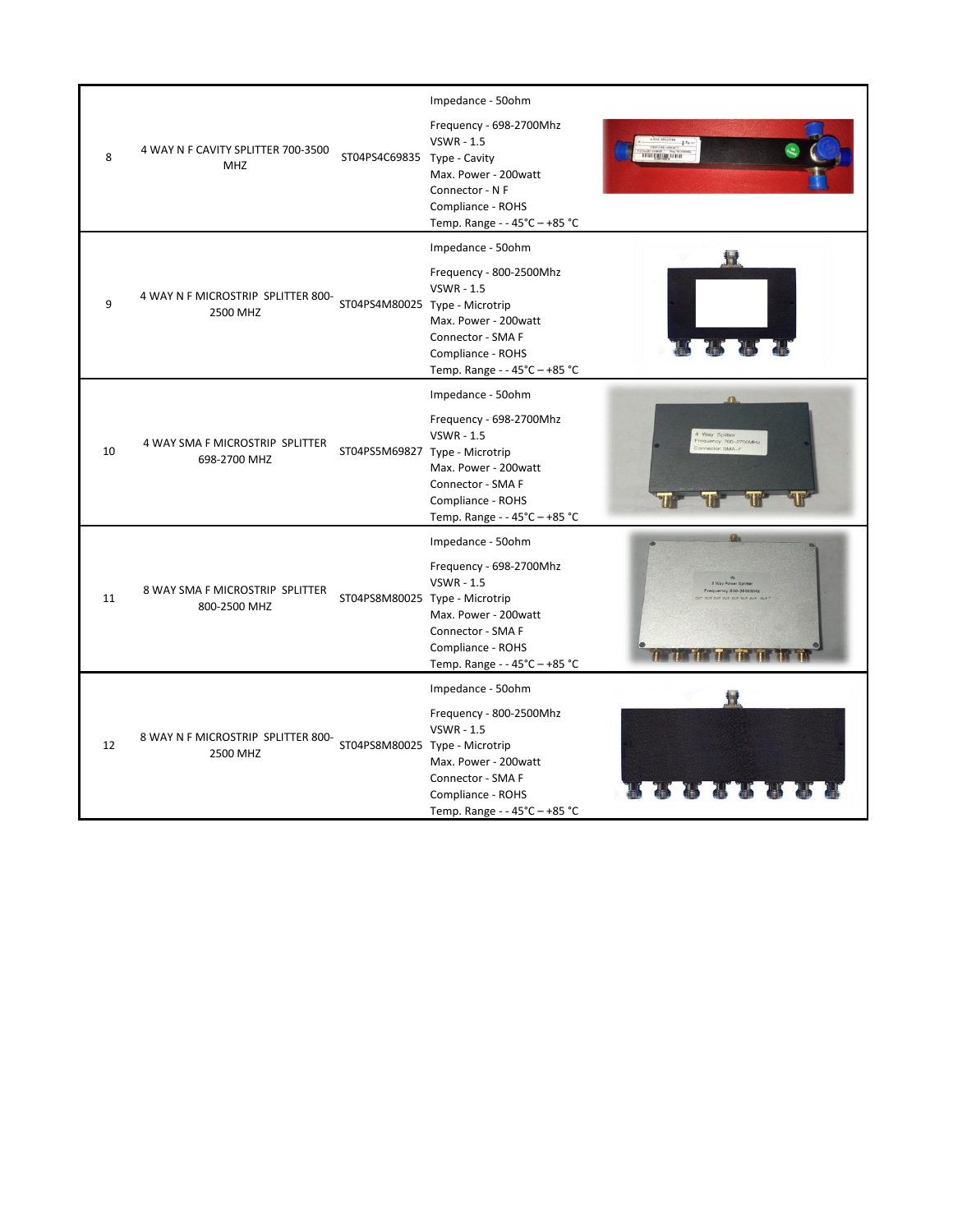| | | | | |
|---|---|---|---|---|
| 8 | 4 WAY N F CAVITY SPLITTER 700-3500 MHZ | ST04PS4C69835 | Impedance - 50ohm<br>Frequency - 698-2700Mhz<br>VSWR - 1.5<br>Type - Cavity<br>Max. Power - 200watt<br>Connector - N F<br>Compliance - ROHS<br>Temp. Range - - 45°C – +85 °C | |
| 9 | 4 WAY N F MICROSTRIP SPLITTER 800-2500 MHZ | ST04PS4M80025 | Impedance - 50ohm<br>Frequency - 800-2500Mhz<br>VSWR - 1.5<br>Type - Microtrip<br>Max. Power - 200watt<br>Connector - SMA F<br>Compliance - ROHS<br>Temp. Range - - 45°C – +85 °C | |
| 10 | 4 WAY SMA F MICROSTRIP SPLITTER 698-2700 MHZ | ST04PS5M69827 | Impedance - 50ohm<br>Frequency - 698-2700Mhz<br>VSWR - 1.5<br>Type - Microtrip<br>Max. Power - 200watt<br>Connector - SMA F<br>Compliance - ROHS<br>Temp. Range - - 45°C – +85 °C | |
| 11 | 8 WAY SMA F MICROSTRIP SPLITTER 800-2500 MHZ | ST04PS8M80025 | Impedance - 50ohm<br>Frequency - 698-2700Mhz<br>VSWR - 1.5<br>Type - Microtrip<br>Max. Power - 200watt<br>Connector - SMA F<br>Compliance - ROHS<br>Temp. Range - - 45°C – +85 °C | |
| 12 | 8 WAY N F MICROSTRIP SPLITTER 800-2500 MHZ | ST04PS8M80025 | Impedance - 50ohm<br>Frequency - 800-2500Mhz<br>VSWR - 1.5<br>Type - Microtrip<br>Max. Power - 200watt<br>Connector - SMA F<br>Compliance - ROHS<br>Temp. Range - - 45°C – +85 °C | |